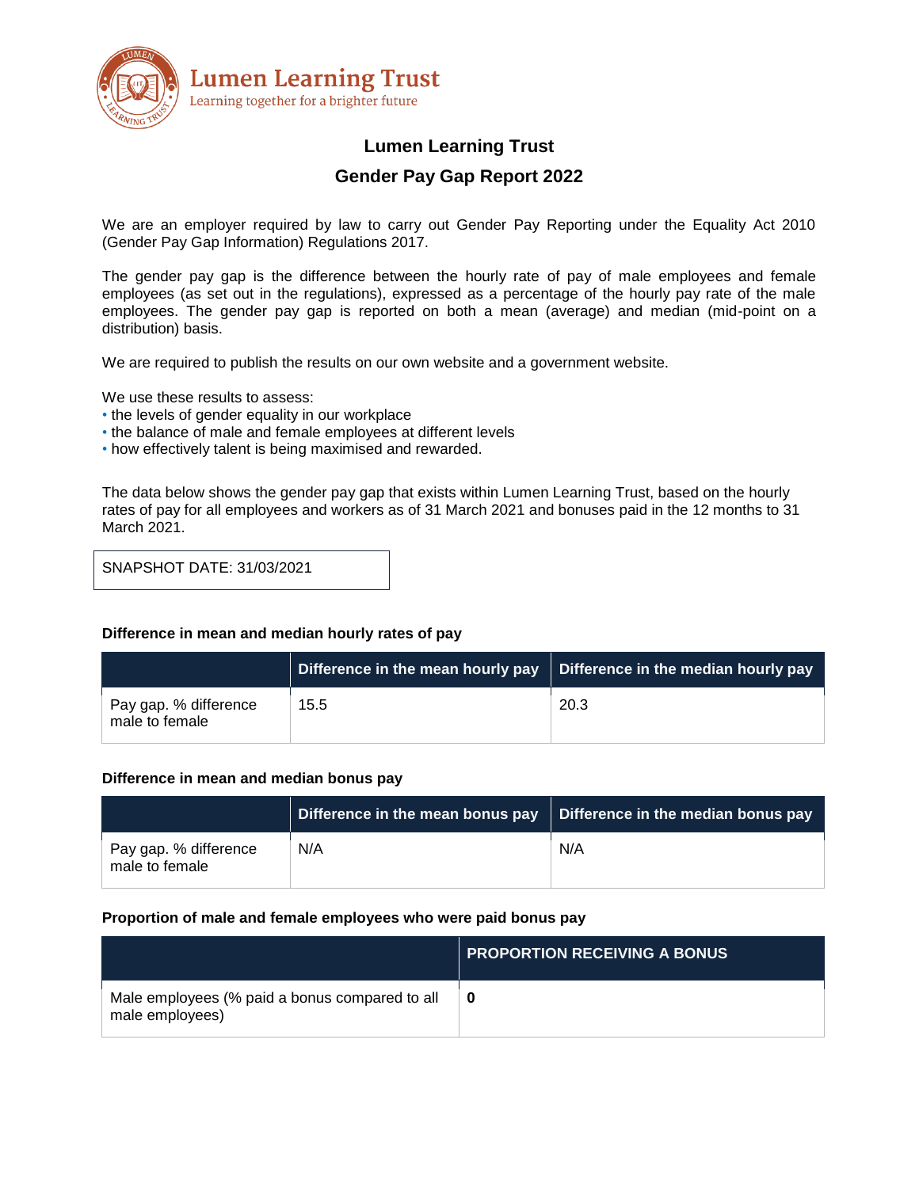Lumen Learning Trust
Learning together for a brighter future

# Lumen Learning Trust

## Gender Pay Gap Report 2022

We are an employer required by law to carry out Gender Pay Reporting under the Equality Act 2010 (Gender Pay Gap Information) Regulations 2017.

The gender pay gap is the difference between the hourly rate of pay of male employees and female employees (as set out in the regulations), expressed as a percentage of the hourly pay rate of the male employees. The gender pay gap is reported on both a mean (average) and median (mid-point on a distribution) basis.

We are required to publish the results on our own website and a government website.

We use these results to assess:

- the levels of gender equality in our workplace
- the balance of male and female employees at different levels
- how effectively talent is being maximised and rewarded.

The data below shows the gender pay gap that exists within Lumen Learning Trust, based on the hourly rates of pay for all employees and workers as of 31 March 2021 and bonuses paid in the 12 months to 31 March 2021.

SNAPSHOT DATE: 31/03/2021

**Difference in mean and median hourly rates of pay**

| | Difference in the mean hourly pay | Difference in the median hourly pay |
|---|---|---|
| Pay gap. % difference male to female | 15.5 | 20.3 |

**Difference in mean and median bonus pay**

| | Difference in the mean bonus pay | Difference in the median bonus pay |
|---|---|---|
| Pay gap. % difference male to female | N/A | N/A |

**Proportion of male and female employees who were paid bonus pay**

| | PROPORTION RECEIVING A BONUS |
|---|---|
| Male employees (% paid a bonus compared to all male employees) | **0** |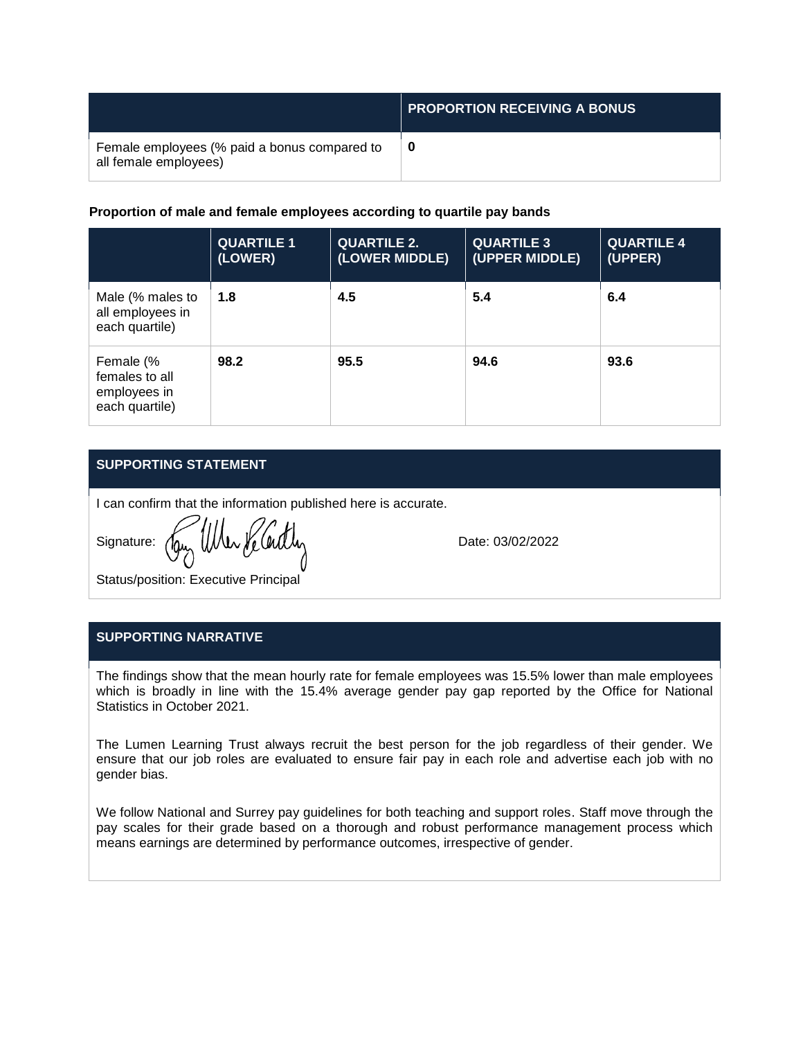| | PROPORTION RECEIVING A BONUS |
|---|---|
| Female employees (% paid a bonus compared to all female employees) | **0** |

**Proportion of male and female employees according to quartile pay bands**

| | QUARTILE 1 (LOWER) | QUARTILE 2. (LOWER MIDDLE) | QUARTILE 3 (UPPER MIDDLE) | QUARTILE 4 (UPPER) |
|---|---|---|---|---|
| Male (% males to all employees in each quartile) | **1.8** | **4.5** | **5.4** | **6.4** |
| Female (% females to all employees in each quartile) | **98.2** | **95.5** | **94.6** | **93.6** |

## SUPPORTING STATEMENT

I can confirm that the information published here is accurate.

Signature: Tony Wilson McCarthy

Date: 03/02/2022

Status/position: Executive Principal

## SUPPORTING NARRATIVE

The findings show that the mean hourly rate for female employees was 15.5% lower than male employees which is broadly in line with the 15.4% average gender pay gap reported by the Office for National Statistics in October 2021.

The Lumen Learning Trust always recruit the best person for the job regardless of their gender. We ensure that our job roles are evaluated to ensure fair pay in each role and advertise each job with no gender bias.

We follow National and Surrey pay guidelines for both teaching and support roles. Staff move through the pay scales for their grade based on a thorough and robust performance management process which means earnings are determined by performance outcomes, irrespective of gender.